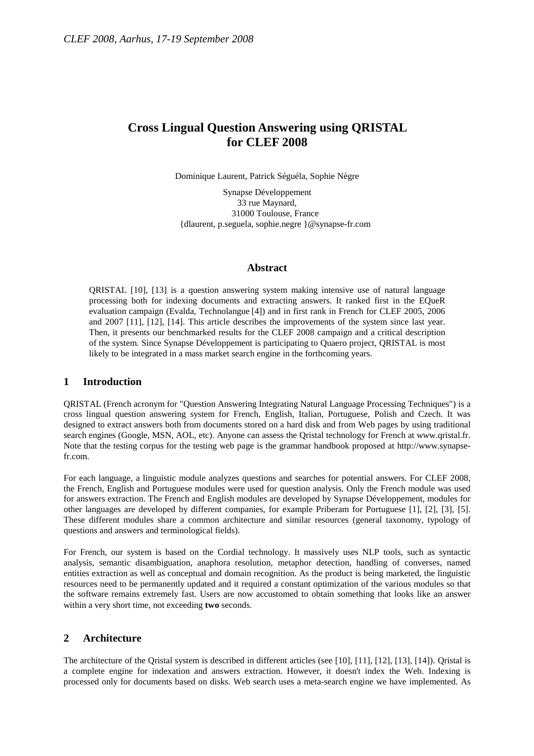# Cross Lingual Question Answering using QRISTAL for CLEF 2008

Dominique Laurent, Patrick Séguéla, Sophie Nègre

Synapse Développement
33 rue Maynard,
31000 Toulouse, France
{dlaurent, p.seguela, sophie.negre }@synapse-fr.com

## Abstract

QRISTAL [10], [13] is a question answering system making intensive use of natural language processing both for indexing documents and extracting answers. It ranked first in the EQueR evaluation campaign (Evalda, Technolangue [4]) and in first rank in French for CLEF 2005, 2006 and 2007 [11], [12], [14]. This article describes the improvements of the system since last year. Then, it presents our benchmarked results for the CLEF 2008 campaign and a critical description of the system. Since Synapse Développement is participating to Quaero project, QRISTAL is most likely to be integrated in a mass market search engine in the forthcoming years.

## 1 Introduction

QRISTAL (French acronym for "Question Answering Integrating Natural Language Processing Techniques") is a cross lingual question answering system for French, English, Italian, Portuguese, Polish and Czech. It was designed to extract answers both from documents stored on a hard disk and from Web pages by using traditional search engines (Google, MSN, AOL, etc). Anyone can assess the Qristal technology for French at www.qristal.fr. Note that the testing corpus for the testing web page is the grammar handbook proposed at http://www.synapse-fr.com.

For each language, a linguistic module analyzes questions and searches for potential answers. For CLEF 2008, the French, English and Portuguese modules were used for question analysis. Only the French module was used for answers extraction. The French and English modules are developed by Synapse Développement, modules for other languages are developed by different companies, for example Priberam for Portuguese [1], [2], [3], [5]. These different modules share a common architecture and similar resources (general taxonomy, typology of questions and answers and terminological fields).

For French, our system is based on the Cordial technology. It massively uses NLP tools, such as syntactic analysis, semantic disambiguation, anaphora resolution, metaphor detection, handling of converses, named entities extraction as well as conceptual and domain recognition. As the product is being marketed, the linguistic resources need to be permanently updated and it required a constant optimization of the various modules so that the software remains extremely fast. Users are now accustomed to obtain something that looks like an answer within a very short time, not exceeding **two** seconds.

## 2 Architecture

The architecture of the Qristal system is described in different articles (see [10], [11], [12], [13], [14]). Qristal is a complete engine for indexation and answers extraction. However, it doesn't index the Web. Indexing is processed only for documents based on disks. Web search uses a meta-search engine we have implemented. As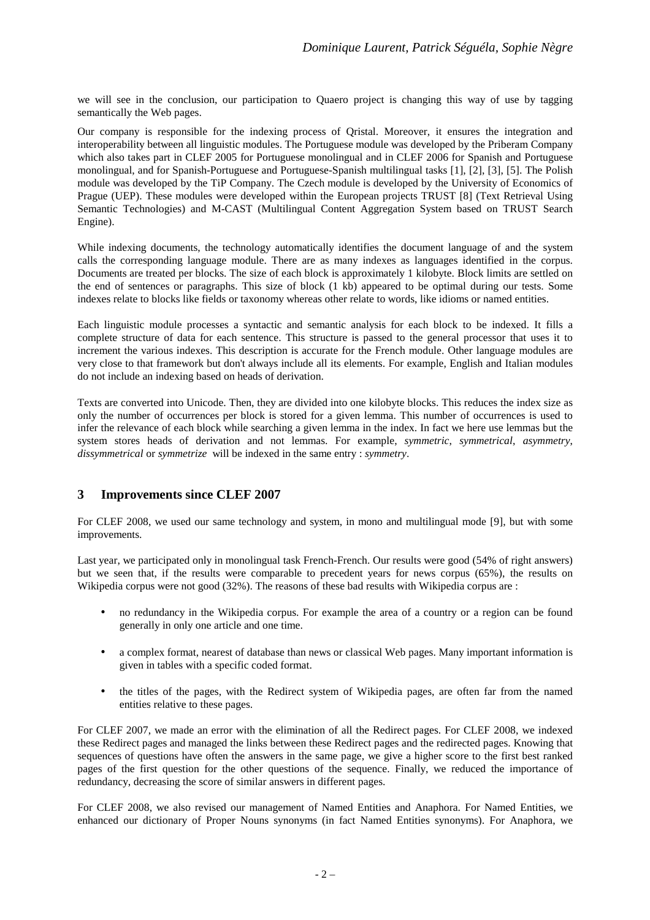we will see in the conclusion, our participation to Quaero project is changing this way of use by tagging semantically the Web pages.

Our company is responsible for the indexing process of Qristal. Moreover, it ensures the integration and interoperability between all linguistic modules. The Portuguese module was developed by the Priberam Company which also takes part in CLEF 2005 for Portuguese monolingual and in CLEF 2006 for Spanish and Portuguese monolingual, and for Spanish-Portuguese and Portuguese-Spanish multilingual tasks [1], [2], [3], [5]. The Polish module was developed by the TiP Company. The Czech module is developed by the University of Economics of Prague (UEP). These modules were developed within the European projects TRUST [8] (Text Retrieval Using Semantic Technologies) and M-CAST (Multilingual Content Aggregation System based on TRUST Search Engine).

While indexing documents, the technology automatically identifies the document language of and the system calls the corresponding language module. There are as many indexes as languages identified in the corpus. Documents are treated per blocks. The size of each block is approximately 1 kilobyte. Block limits are settled on the end of sentences or paragraphs. This size of block (1 kb) appeared to be optimal during our tests. Some indexes relate to blocks like fields or taxonomy whereas other relate to words, like idioms or named entities.

Each linguistic module processes a syntactic and semantic analysis for each block to be indexed. It fills a complete structure of data for each sentence. This structure is passed to the general processor that uses it to increment the various indexes. This description is accurate for the French module. Other language modules are very close to that framework but don't always include all its elements. For example, English and Italian modules do not include an indexing based on heads of derivation.

Texts are converted into Unicode. Then, they are divided into one kilobyte blocks. This reduces the index size as only the number of occurrences per block is stored for a given lemma. This number of occurrences is used to infer the relevance of each block while searching a given lemma in the index. In fact we here use lemmas but the system stores heads of derivation and not lemmas. For example, *symmetric*, *symmetrical*, *asymmetry*, *dissymmetrical* or *symmetrize* will be indexed in the same entry : *symmetry*.

## 3 Improvements since CLEF 2007

For CLEF 2008, we used our same technology and system, in mono and multilingual mode [9], but with some improvements.

Last year, we participated only in monolingual task French-French. Our results were good (54% of right answers) but we seen that, if the results were comparable to precedent years for news corpus (65%), the results on Wikipedia corpus were not good (32%). The reasons of these bad results with Wikipedia corpus are :

- no redundancy in the Wikipedia corpus. For example the area of a country or a region can be found generally in only one article and one time.
- a complex format, nearest of database than news or classical Web pages. Many important information is given in tables with a specific coded format.
- the titles of the pages, with the Redirect system of Wikipedia pages, are often far from the named entities relative to these pages.

For CLEF 2007, we made an error with the elimination of all the Redirect pages. For CLEF 2008, we indexed these Redirect pages and managed the links between these Redirect pages and the redirected pages. Knowing that sequences of questions have often the answers in the same page, we give a higher score to the first best ranked pages of the first question for the other questions of the sequence. Finally, we reduced the importance of redundancy, decreasing the score of similar answers in different pages.

For CLEF 2008, we also revised our management of Named Entities and Anaphora. For Named Entities, we enhanced our dictionary of Proper Nouns synonyms (in fact Named Entities synonyms). For Anaphora, we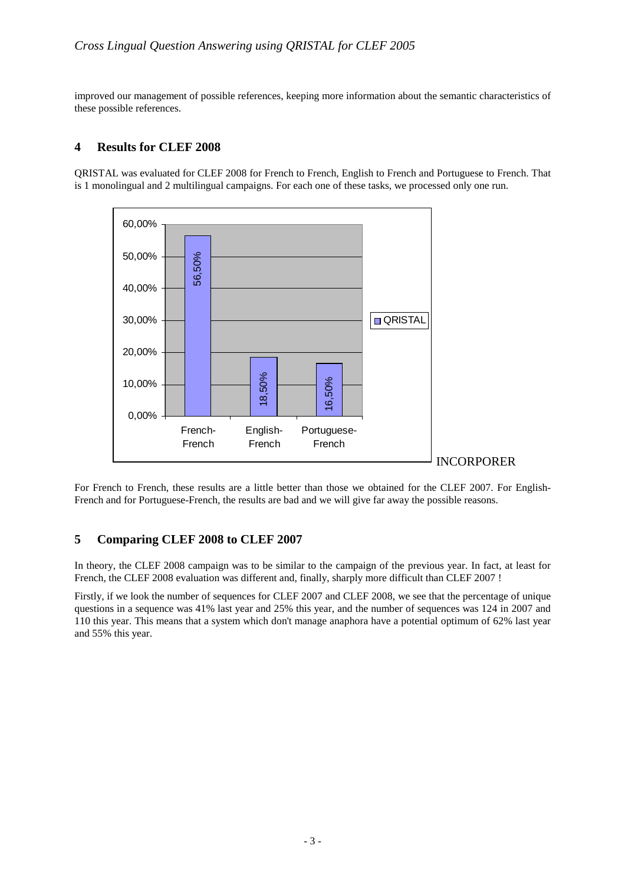improved our management of possible references, keeping more information about the semantic characteristics of these possible references.

## 4 Results for CLEF 2008

QRISTAL was evaluated for CLEF 2008 for French to French, English to French and Portuguese to French. That is 1 monolingual and 2 multilingual campaigns. For each one of these tasks, we processed only one run.

| | QRISTAL |
|---|---|
| French-French | 56,50% |
| English-French | 18,50% |
| Portuguese-French | 16,50% |

INCORPORER

For French to French, these results are a little better than those we obtained for the CLEF 2007. For English-French and for Portuguese-French, the results are bad and we will give far away the possible reasons.

## 5 Comparing CLEF 2008 to CLEF 2007

In theory, the CLEF 2008 campaign was to be similar to the campaign of the previous year. In fact, at least for French, the CLEF 2008 evaluation was different and, finally, sharply more difficult than CLEF 2007 !

Firstly, if we look the number of sequences for CLEF 2007 and CLEF 2008, we see that the percentage of unique questions in a sequence was 41% last year and 25% this year, and the number of sequences was 124 in 2007 and 110 this year. This means that a system which don't manage anaphora have a potential optimum of 62% last year and 55% this year.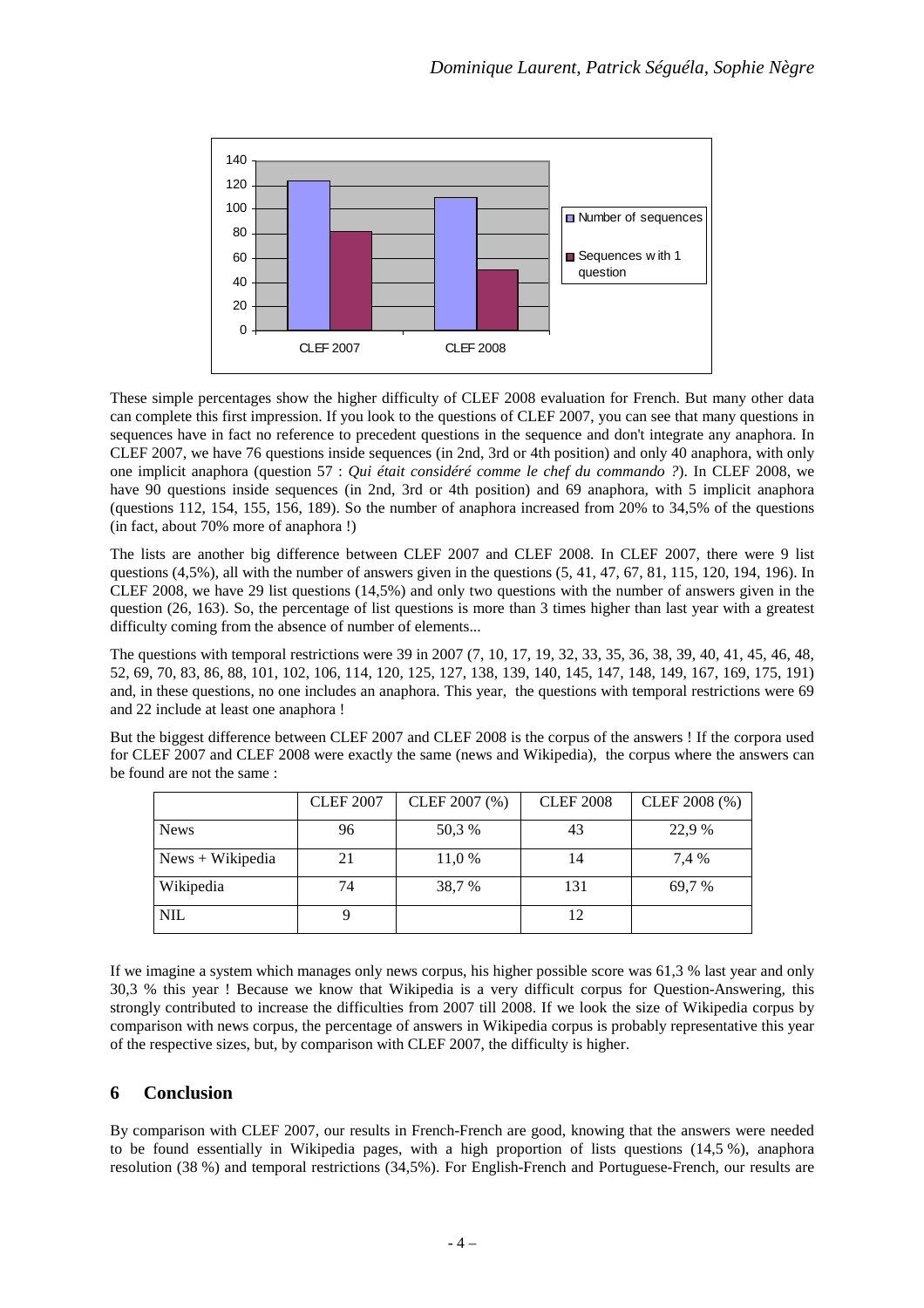These simple percentages show the higher difficulty of CLEF 2008 evaluation for French. But many other data can complete this first impression. If you look to the questions of CLEF 2007, you can see that many questions in sequences have in fact no reference to precedent questions in the sequence and don't integrate any anaphora. In CLEF 2007, we have 76 questions inside sequences (in 2nd, 3rd or 4th position) and only 40 anaphora, with only one implicit anaphora (question 57 : *Qui était considéré comme le chef du commando ?*). In CLEF 2008, we have 90 questions inside sequences (in 2nd, 3rd or 4th position) and 69 anaphora, with 5 implicit anaphora (questions 112, 154, 155, 156, 189). So the number of anaphora increased from 20% to 34,5% of the questions (in fact, about 70% more of anaphora !)

The lists are another big difference between CLEF 2007 and CLEF 2008. In CLEF 2007, there were 9 list questions (4,5%), all with the number of answers given in the questions (5, 41, 47, 67, 81, 115, 120, 194, 196). In CLEF 2008, we have 29 list questions (14,5%) and only two questions with the number of answers given in the question (26, 163). So, the percentage of list questions is more than 3 times higher than last year with a greatest difficulty coming from the absence of number of elements...

The questions with temporal restrictions were 39 in 2007 (7, 10, 17, 19, 32, 33, 35, 36, 38, 39, 40, 41, 45, 46, 48, 52, 69, 70, 83, 86, 88, 101, 102, 106, 114, 120, 125, 127, 138, 139, 140, 145, 147, 148, 149, 167, 169, 175, 191) and, in these questions, no one includes an anaphora. This year, the questions with temporal restrictions were 69 and 22 include at least one anaphora !

But the biggest difference between CLEF 2007 and CLEF 2008 is the corpus of the answers ! If the corpora used for CLEF 2007 and CLEF 2008 were exactly the same (news and Wikipedia), the corpus where the answers can be found are not the same :

| | CLEF 2007 | CLEF 2007 (%) | CLEF 2008 | CLEF 2008 (%) |
|---|---|---|---|---|
| News | 96 | 50,3 % | 43 | 22,9 % |
| News + Wikipedia | 21 | 11,0 % | 14 | 7,4 % |
| Wikipedia | 74 | 38,7 % | 131 | 69,7 % |
| NIL | 9 | | 12 | |

If we imagine a system which manages only news corpus, his higher possible score was 61,3 % last year and only 30,3 % this year ! Because we know that Wikipedia is a very difficult corpus for Question-Answering, this strongly contributed to increase the difficulties from 2007 till 2008. If we look the size of Wikipedia corpus by comparison with news corpus, the percentage of answers in Wikipedia corpus is probably representative this year of the respective sizes, but, by comparison with CLEF 2007, the difficulty is higher.

## 6 Conclusion

By comparison with CLEF 2007, our results in French-French are good, knowing that the answers were needed to be found essentially in Wikipedia pages, with a high proportion of lists questions (14,5 %), anaphora resolution (38 %) and temporal restrictions (34,5%). For English-French and Portuguese-French, our results are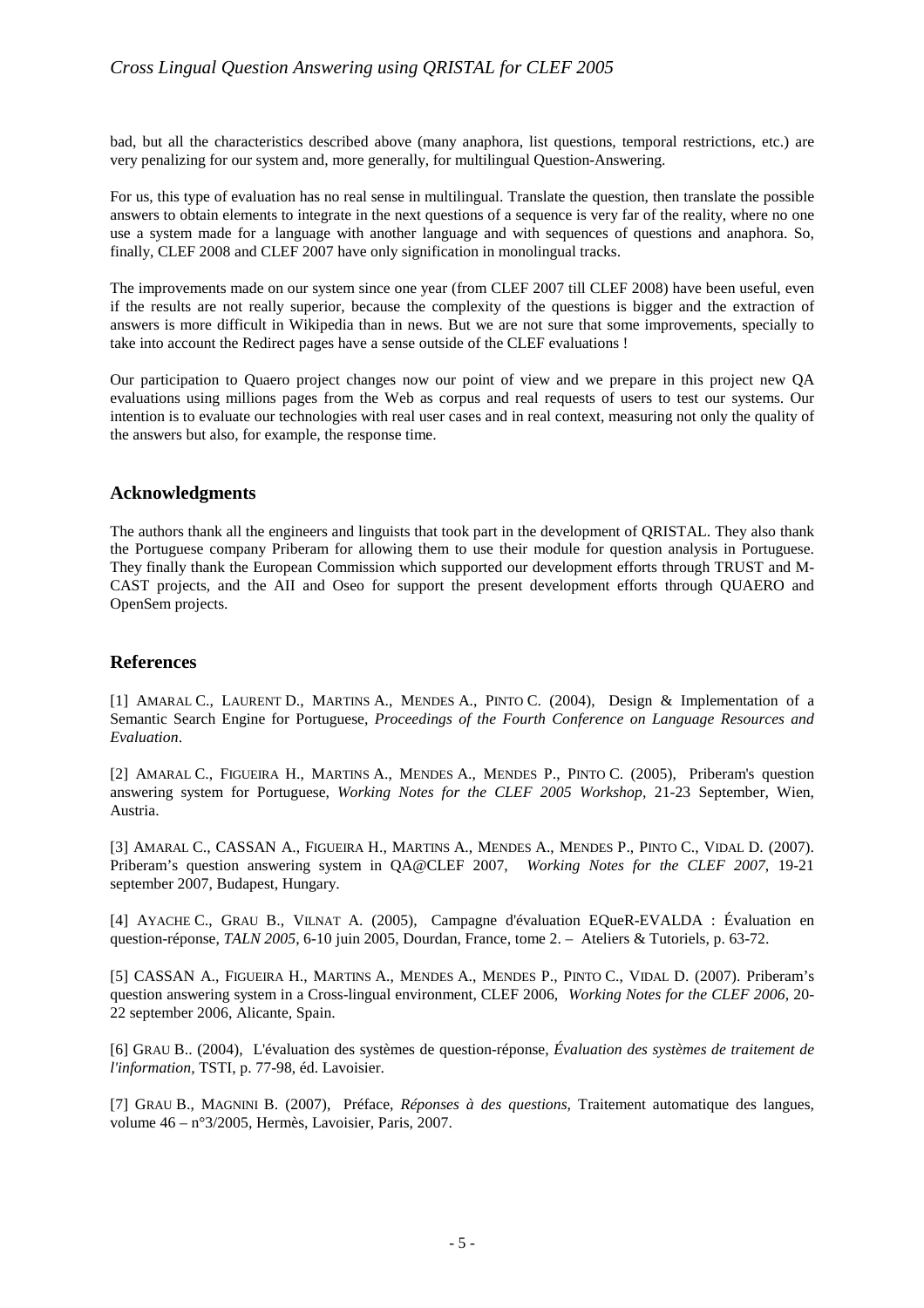bad, but all the characteristics described above (many anaphora, list questions, temporal restrictions, etc.) are very penalizing for our system and, more generally, for multilingual Question-Answering.

For us, this type of evaluation has no real sense in multilingual. Translate the question, then translate the possible answers to obtain elements to integrate in the next questions of a sequence is very far of the reality, where no one use a system made for a language with another language and with sequences of questions and anaphora. So, finally, CLEF 2008 and CLEF 2007 have only signification in monolingual tracks.

The improvements made on our system since one year (from CLEF 2007 till CLEF 2008) have been useful, even if the results are not really superior, because the complexity of the questions is bigger and the extraction of answers is more difficult in Wikipedia than in news. But we are not sure that some improvements, specially to take into account the Redirect pages have a sense outside of the CLEF evaluations !

Our participation to Quaero project changes now our point of view and we prepare in this project new QA evaluations using millions pages from the Web as corpus and real requests of users to test our systems. Our intention is to evaluate our technologies with real user cases and in real context, measuring not only the quality of the answers but also, for example, the response time.

## Acknowledgments

The authors thank all the engineers and linguists that took part in the development of QRISTAL. They also thank the Portuguese company Priberam for allowing them to use their module for question analysis in Portuguese. They finally thank the European Commission which supported our development efforts through TRUST and M-CAST projects, and the AII and Oseo for support the present development efforts through QUAERO and OpenSem projects.

## References

[1] AMARAL C., LAURENT D., MARTINS A., MENDES A., PINTO C. (2004), Design & Implementation of a Semantic Search Engine for Portuguese, *Proceedings of the Fourth Conference on Language Resources and Evaluation*.

[2] AMARAL C., FIGUEIRA H., MARTINS A., MENDES A., MENDES P., PINTO C. (2005), Priberam's question answering system for Portuguese, *Working Notes for the CLEF 2005 Workshop,* 21-23 September, Wien, Austria.

[3] AMARAL C., CASSAN A., FIGUEIRA H., MARTINS A., MENDES A., MENDES P., PINTO C., VIDAL D. (2007). Priberam's question answering system in QA@CLEF 2007, *Working Notes for the CLEF 2007*, 19-21 september 2007, Budapest, Hungary.

[4] AYACHE C., GRAU B., VILNAT A. (2005), Campagne d'évaluation EQueR-EVALDA : Évaluation en question-réponse, *TALN 2005*, 6-10 juin 2005, Dourdan, France, tome 2. – Ateliers & Tutoriels, p. 63-72.

[5] CASSAN A., FIGUEIRA H., MARTINS A., MENDES A., MENDES P., PINTO C., VIDAL D. (2007). Priberam's question answering system in a Cross-lingual environment, CLEF 2006, *Working Notes for the CLEF 2006*, 20-22 september 2006, Alicante, Spain.

[6] GRAU B.. (2004), L'évaluation des systèmes de question-réponse, *Évaluation des systèmes de traitement de l'information*, TSTI, p. 77-98, éd. Lavoisier.

[7] GRAU B., MAGNINI B. (2007), Préface, *Réponses à des questions,* Traitement automatique des langues, volume 46 – n°3/2005, Hermès, Lavoisier, Paris, 2007.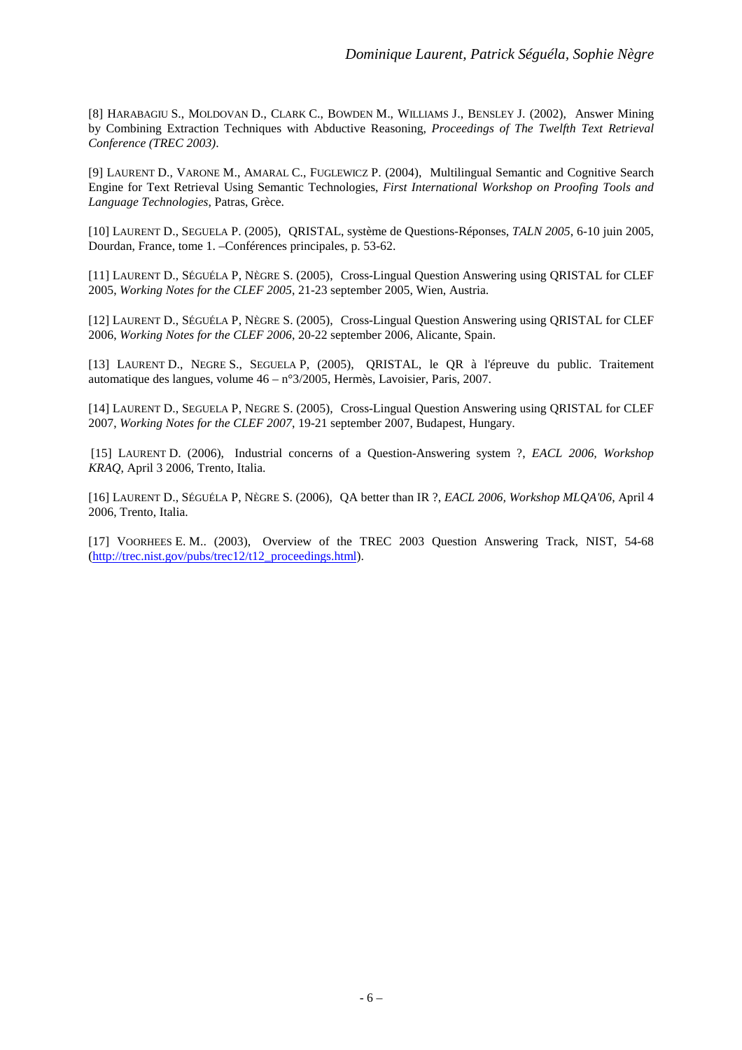[8] HARABAGIU S., MOLDOVAN D., CLARK C., BOWDEN M., WILLIAMS J., BENSLEY J. (2002), Answer Mining by Combining Extraction Techniques with Abductive Reasoning, *Proceedings of The Twelfth Text Retrieval Conference (TREC 2003)*.

[9] LAURENT D., VARONE M., AMARAL C., FUGLEWICZ P. (2004), Multilingual Semantic and Cognitive Search Engine for Text Retrieval Using Semantic Technologies, *First International Workshop on Proofing Tools and Language Technologies*, Patras, Grèce.

[10] LAURENT D., SEGUELA P. (2005), QRISTAL, système de Questions-Réponses, *TALN 2005*, 6-10 juin 2005, Dourdan, France, tome 1. –Conférences principales, p. 53-62.

[11] LAURENT D., SÉGUÉLA P, NÈGRE S. (2005), Cross-Lingual Question Answering using QRISTAL for CLEF 2005, *Working Notes for the CLEF 2005*, 21-23 september 2005, Wien, Austria.

[12] LAURENT D., SÉGUÉLA P, NÈGRE S. (2005), Cross-Lingual Question Answering using QRISTAL for CLEF 2006, *Working Notes for the CLEF 2006*, 20-22 september 2006, Alicante, Spain.

[13] LAURENT D., NEGRE S., SEGUELA P, (2005), QRISTAL, le QR à l'épreuve du public. Traitement automatique des langues, volume 46 – n°3/2005, Hermès, Lavoisier, Paris, 2007.

[14] LAURENT D., SEGUELA P, NEGRE S. (2005), Cross-Lingual Question Answering using QRISTAL for CLEF 2007, *Working Notes for the CLEF 2007*, 19-21 september 2007, Budapest, Hungary.

[15] LAURENT D. (2006), Industrial concerns of a Question-Answering system ?, *EACL 2006, Workshop KRAQ*, April 3 2006, Trento, Italia.

[16] LAURENT D., SÉGUÉLA P, NÈGRE S. (2006), QA better than IR ?, *EACL 2006, Workshop MLQA'06*, April 4 2006, Trento, Italia.

[17] VOORHEES E. M.. (2003), Overview of the TREC 2003 Question Answering Track, NIST, 54-68 (http://trec.nist.gov/pubs/trec12/t12_proceedings.html).